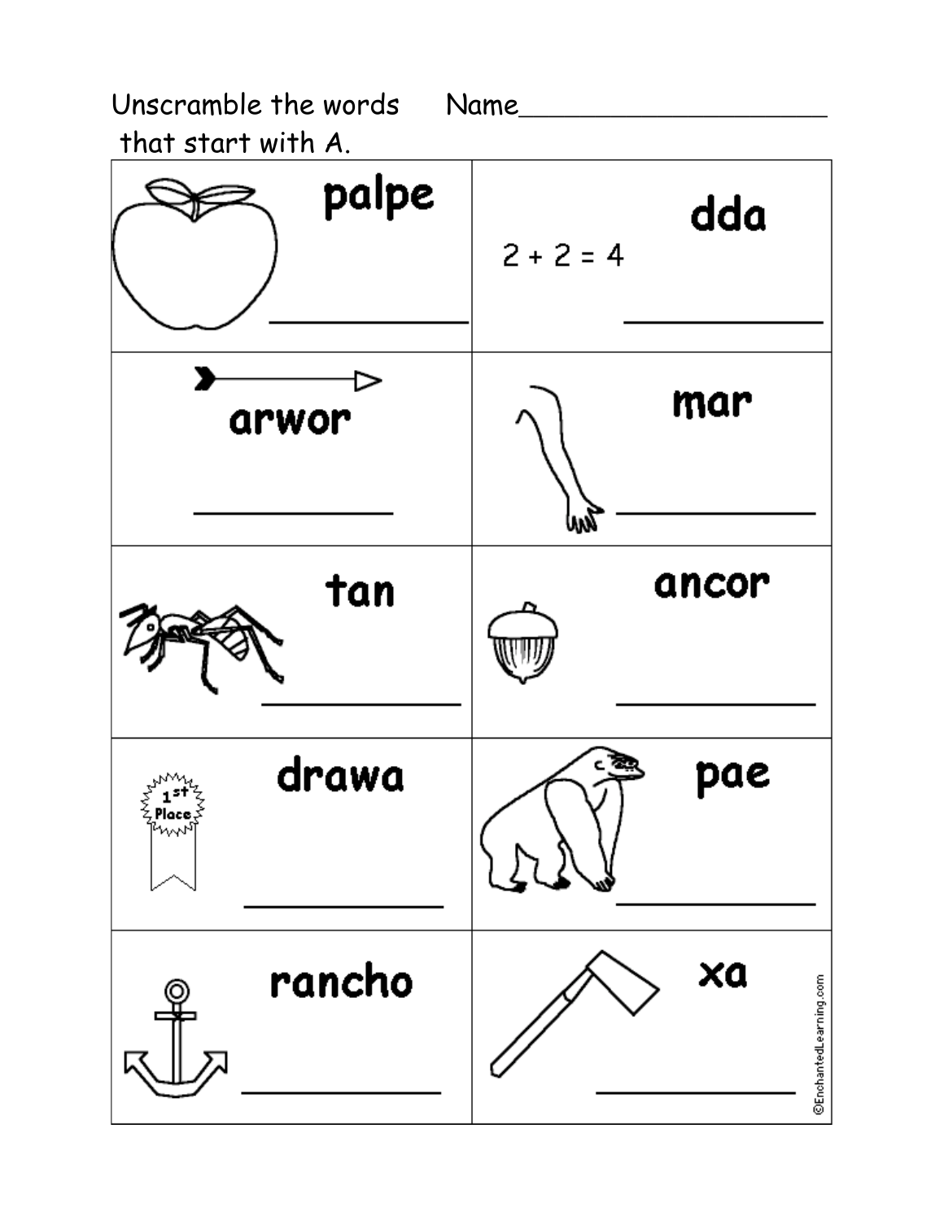Unscramble the words that start with A. Name____________________

| | |
|---|---|
| palpe<br>__________ | $2 + 2 = 4$<br>dda<br>__________ |
| arwor<br>__________ | mar<br>__________ |
| tan<br>__________ | ancor<br>__________ |
| 1st Place<br>drawa<br>__________ | pae<br>__________ |
| rancho<br>__________ | xa<br>__________ |

©EnchantedLearning.com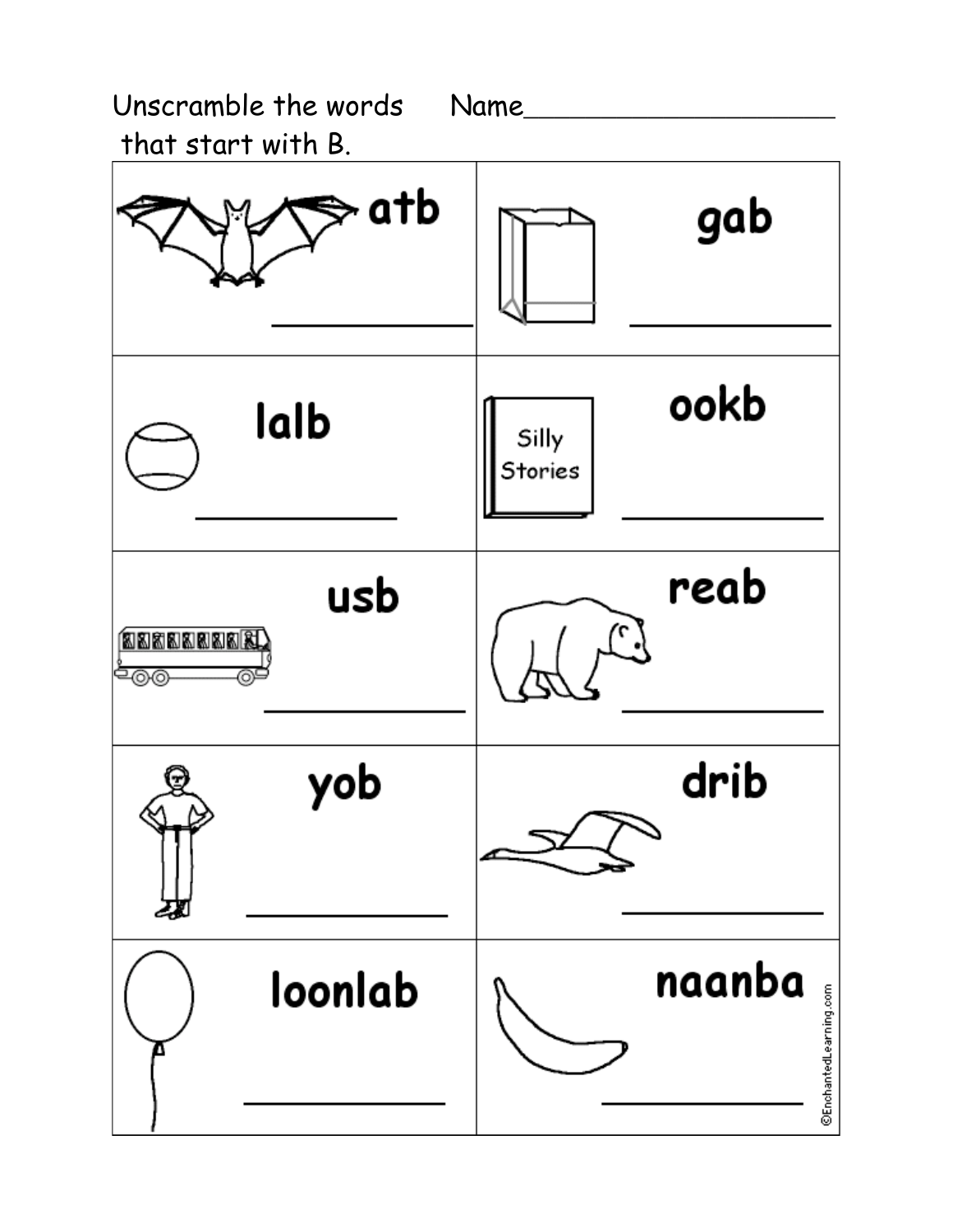Unscramble the words that start with B.

Name____________________

| | |
|---|---|
| atb ____________ | gab ____________ |
| lalb ____________ | ookb ____________ |
| usb ____________ | reab ____________ |
| yob ____________ | drib ____________ |
| loonlab ____________ | naanba ____________ |

©EnchantedLearning.com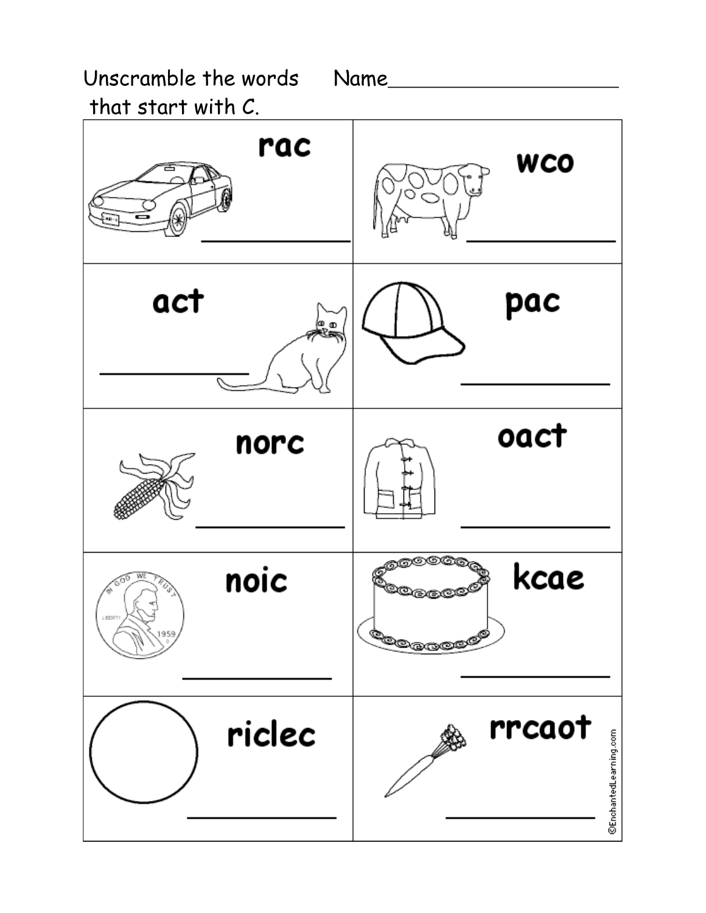Unscramble the words that start with C. Name____________________

| | |
|---|---|
| rac<br>__________ | wco<br>__________ |
| act<br>__________ | pac<br>__________ |
| norc<br>__________ | oact<br>__________ |
| noic<br>__________ | kcae<br>__________ |
| riclec<br>__________ | rrcaot<br>__________ |

©EnchantedLearning.com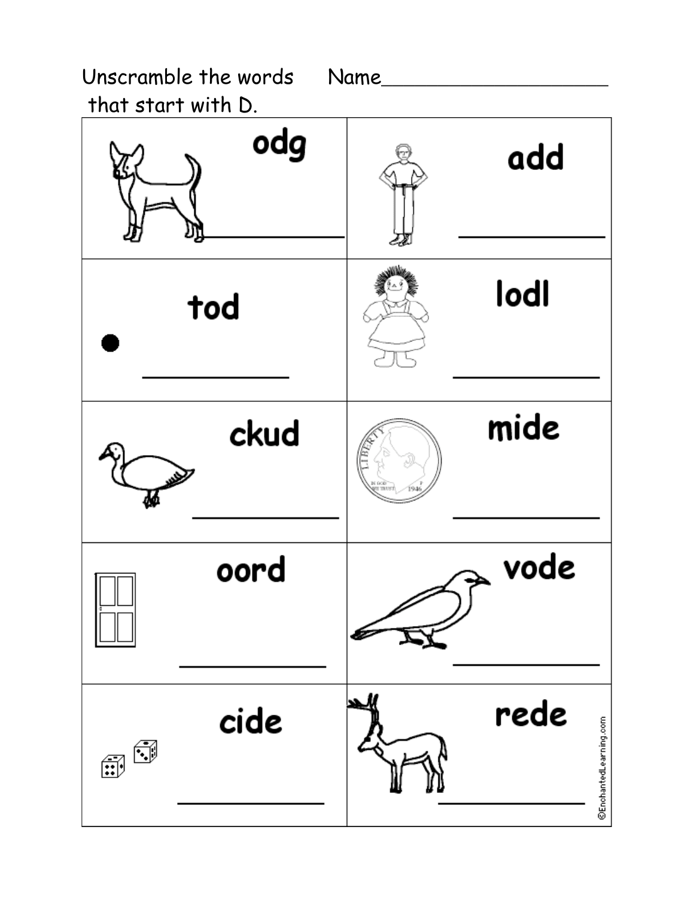Unscramble the words that start with D. Name____________________

| | |
|---|---|
| odg ____________ | add ____________ |
| tod ____________ | lodl ____________ |
| ckud ____________ | mide ____________ |
| oord ____________ | vode ____________ |
| cide ____________ | rede ____________ |

©EnchantedLearning.com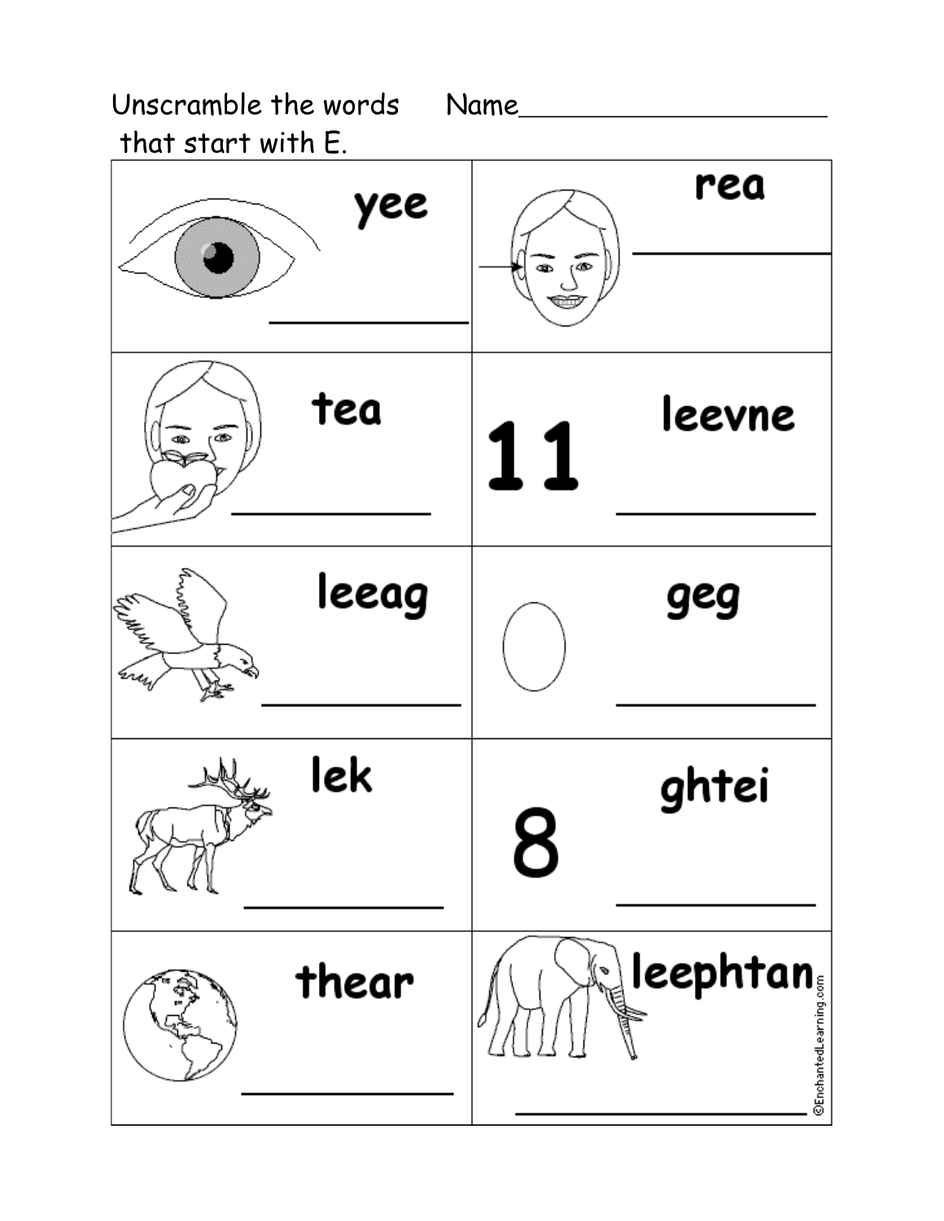Unscramble the words that start with E.

Name____________________

| | |
|---|---|
| yee ________ | rea ________ |
| tea ________ | 11 leevne ________ |
| leeag ________ | geg ________ |
| lek ________ | 8 ghtei ________ |
| thear ________ | leephtan ________ |

©EnchantedLearning.com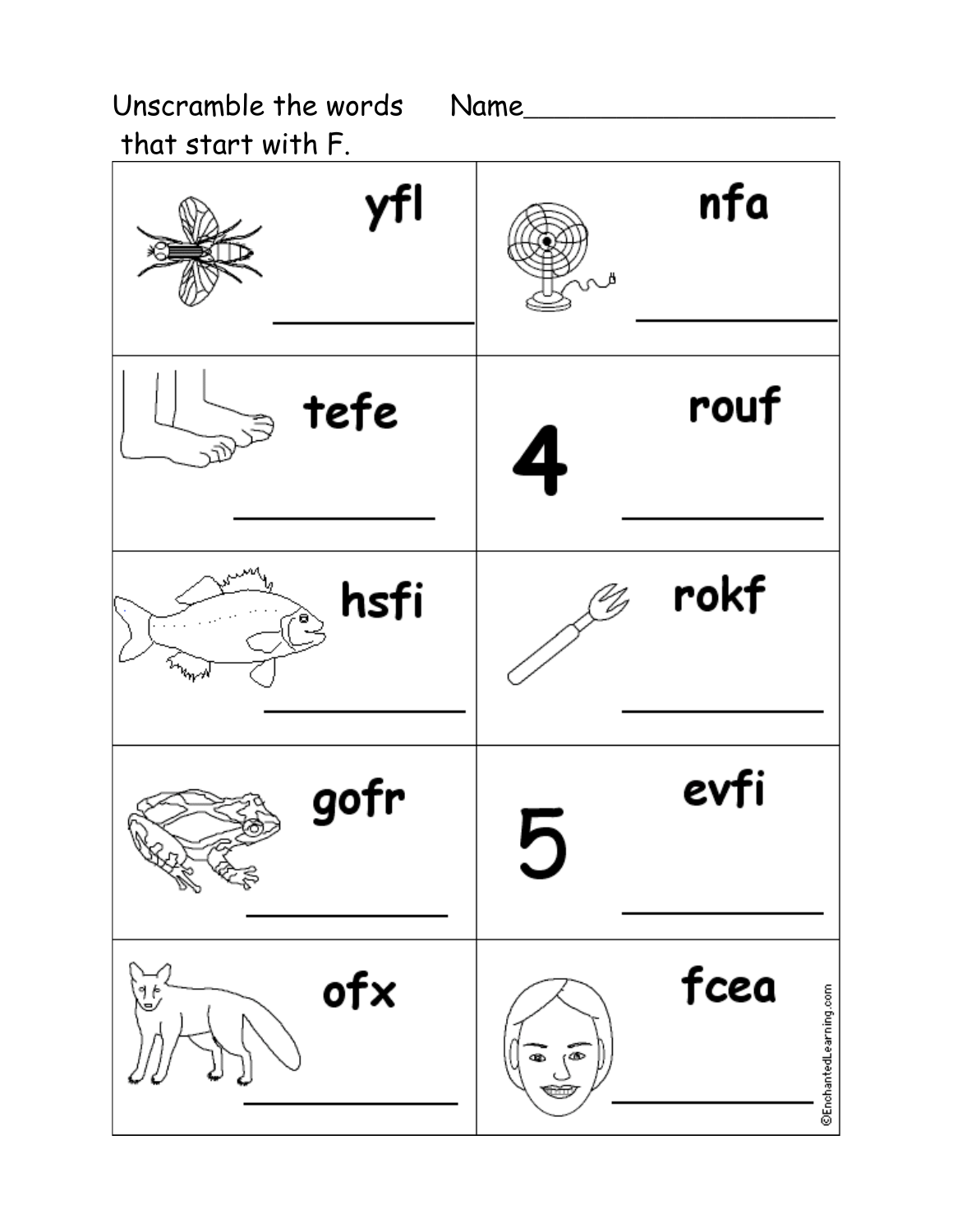Unscramble the words that start with F.

Name____________________

| | |
|---|---|
| yfl ________ | nfa ________ |
| tefe ________ | 4 rouf ________ |
| hsfi ________ | rokf ________ |
| gofr ________ | 5 evfi ________ |
| ofx ________ | fcea ________ |

©EnchantedLearning.com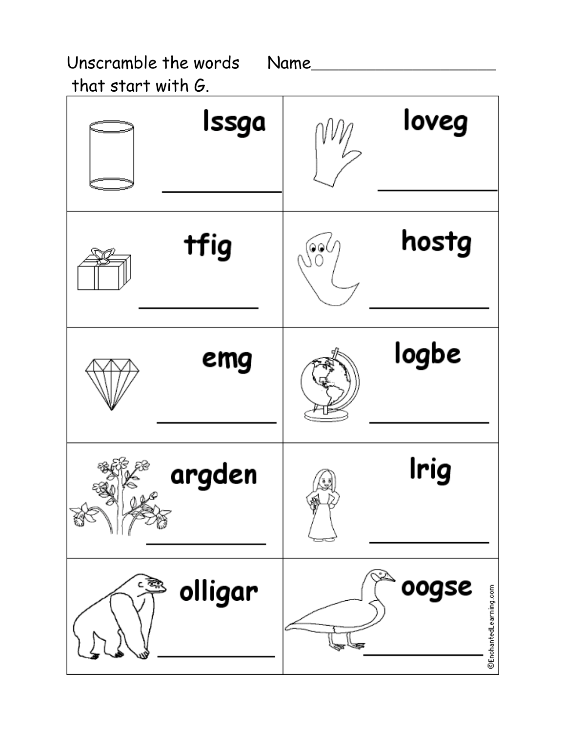Unscramble the words that start with G.

Name____________________

| | |
|---|---|
| lssga<br>__________ | loveg<br>__________ |
| tfig<br>__________ | hostg<br>__________ |
| emg<br>__________ | logbe<br>__________ |
| argden<br>__________ | lrig<br>__________ |
| olligar<br>__________ | oogse<br>__________ |

©EnchantedLearning.com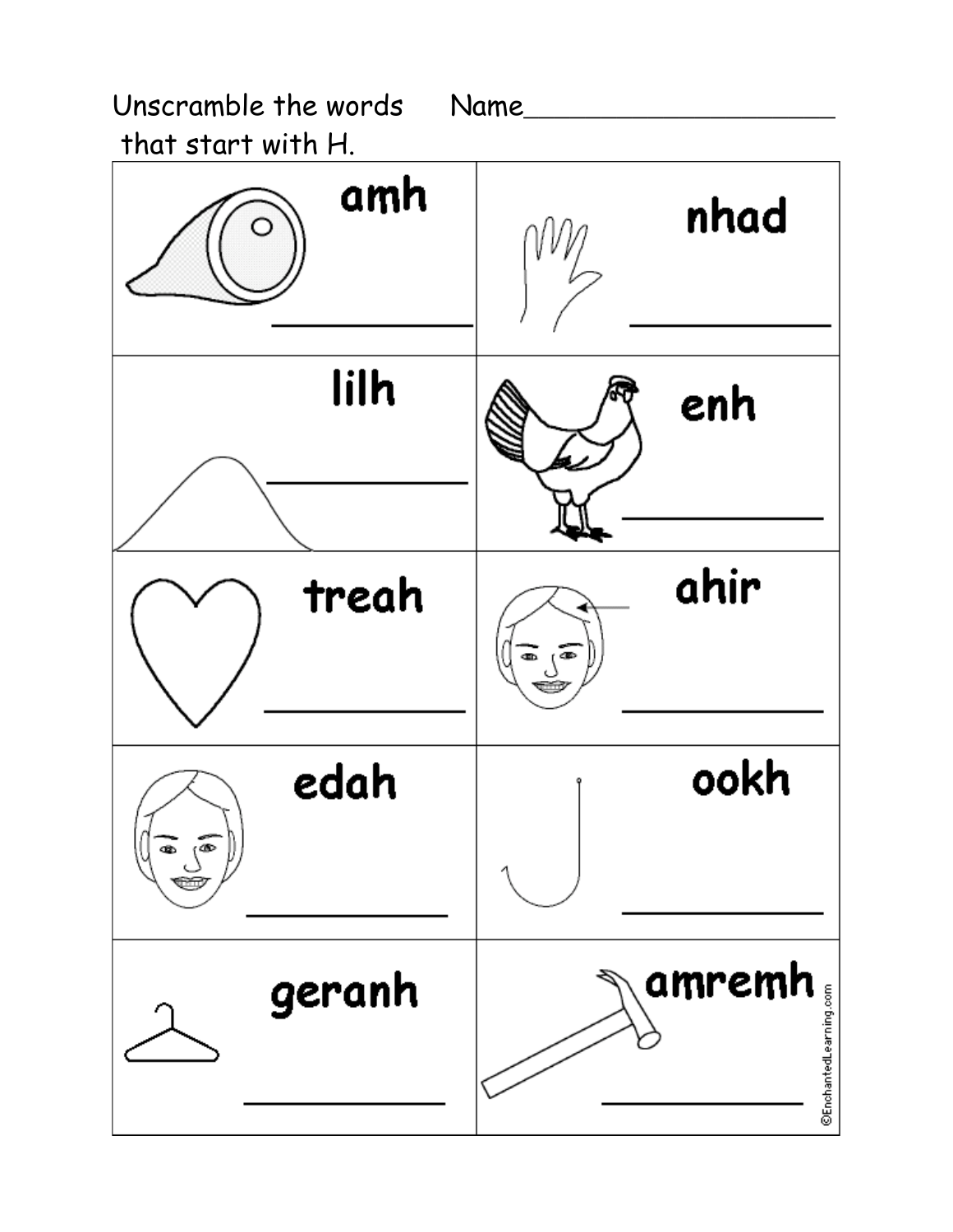Unscramble the words that start with H.

Name____________________

| | |
|---|---|
| amh ________ | nhad ________ |
| lilh ________ | enh ________ |
| treah ________ | ahir ________ |
| edah ________ | ookh ________ |
| geranh ________ | amremh ________ |

©EnchantedLearning.com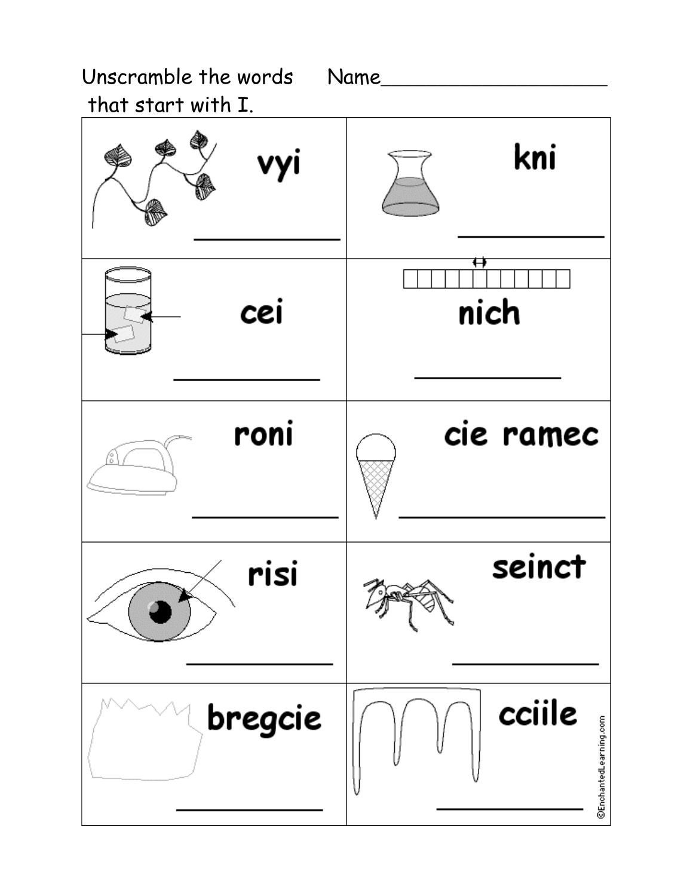Unscramble the words that start with I. Name_____________________

| | |
|---|---|
| vyi<br>___________ | kni<br>___________ |
| cei<br>___________ | nich<br>___________ |
| roni<br>___________ | cie ramec<br>___________ |
| risi<br>___________ | seinct<br>___________ |
| bregcie<br>___________ | cciile<br>___________ |

©EnchantedLearning.com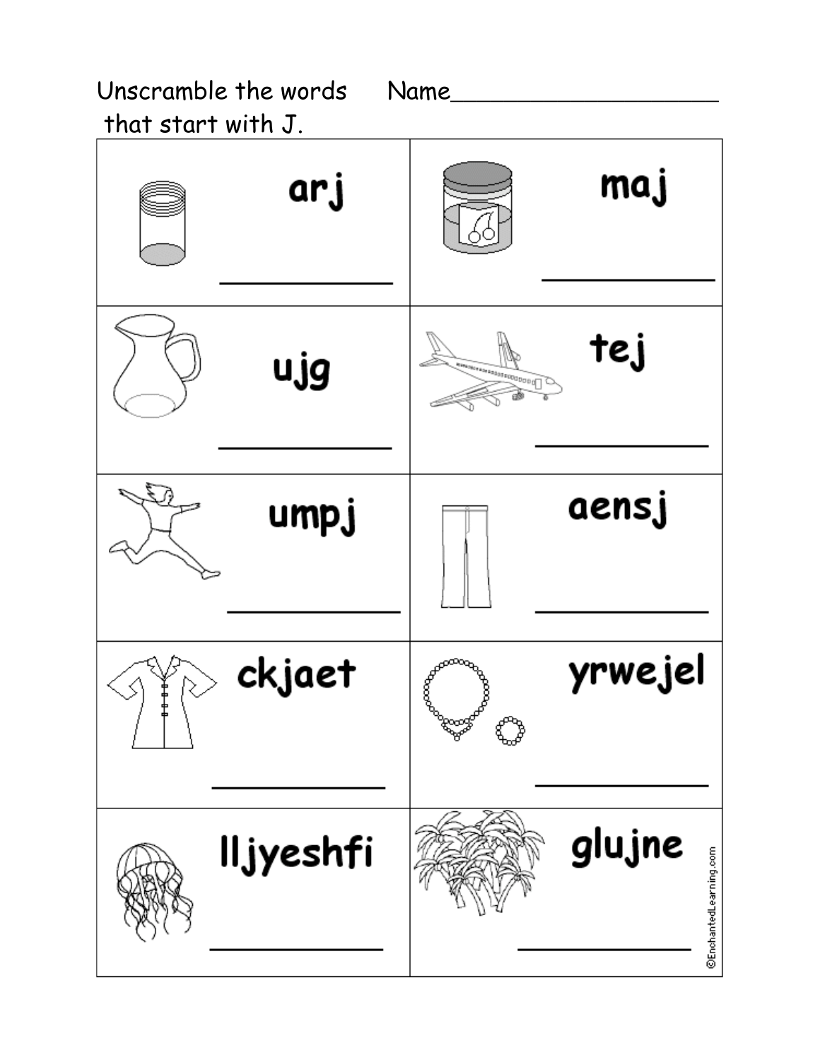Unscramble the words that start with J.

Name____________________

| | |
|---|---|
| arj<br><br>__________ | maj<br><br>__________ |
| ujg<br><br>__________ | tej<br><br>__________ |
| umpj<br><br>__________ | aensj<br><br>__________ |
| ckjaet<br><br>__________ | yrwejel<br><br>__________ |
| lljyeshfi<br><br>__________ | glujne<br><br>__________ |

©EnchantedLearning.com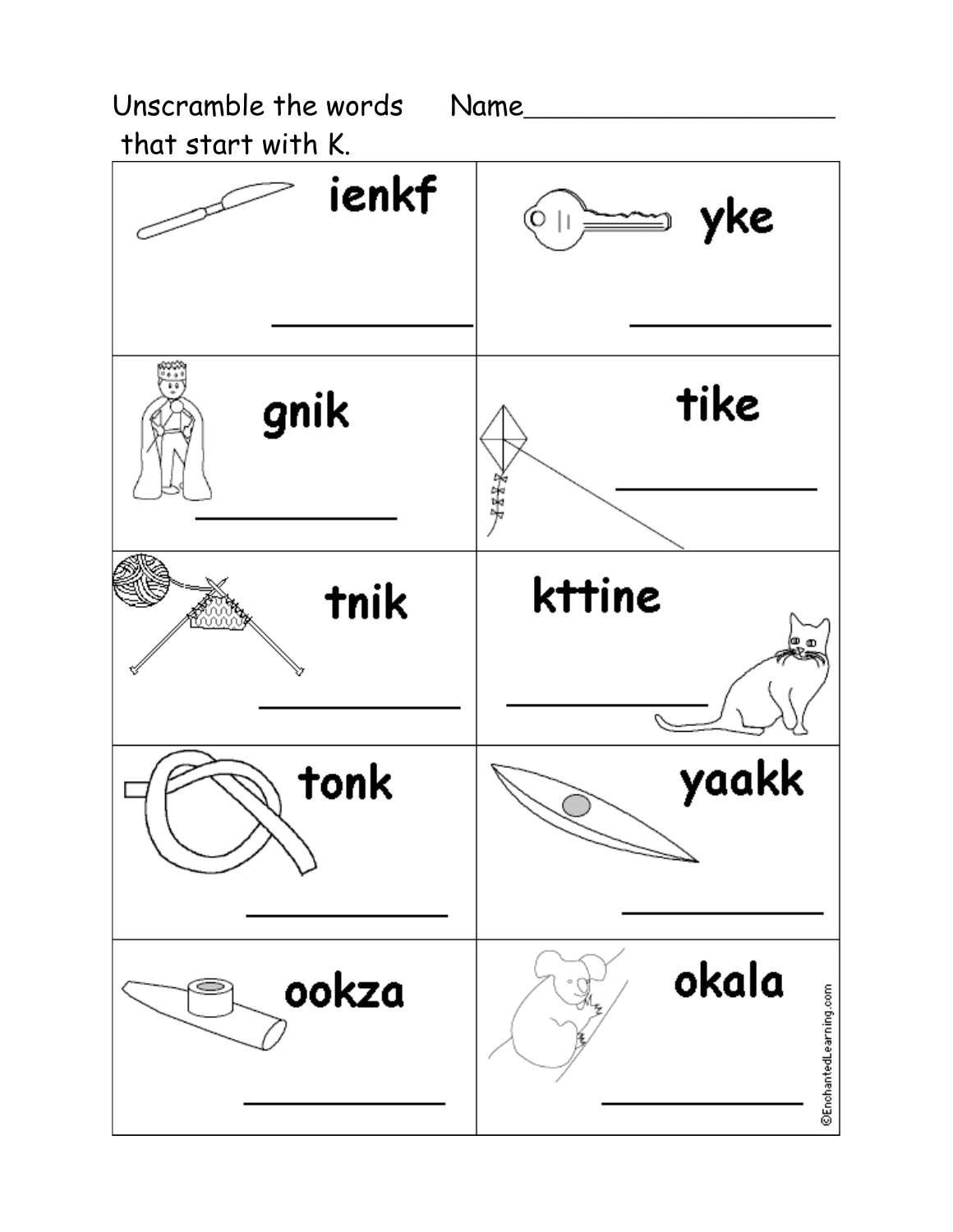Unscramble the words that start with K. Name____________________

| | |
|---|---|
| ienkf<br>__________ | yke<br>__________ |
| gnik<br>__________ | tike<br>__________ |
| tnik<br>__________ | kttine<br>__________ |
| tonk<br>__________ | yaakk<br>__________ |
| ookza<br>__________ | okala<br>__________ |

©EnchantedLearning.com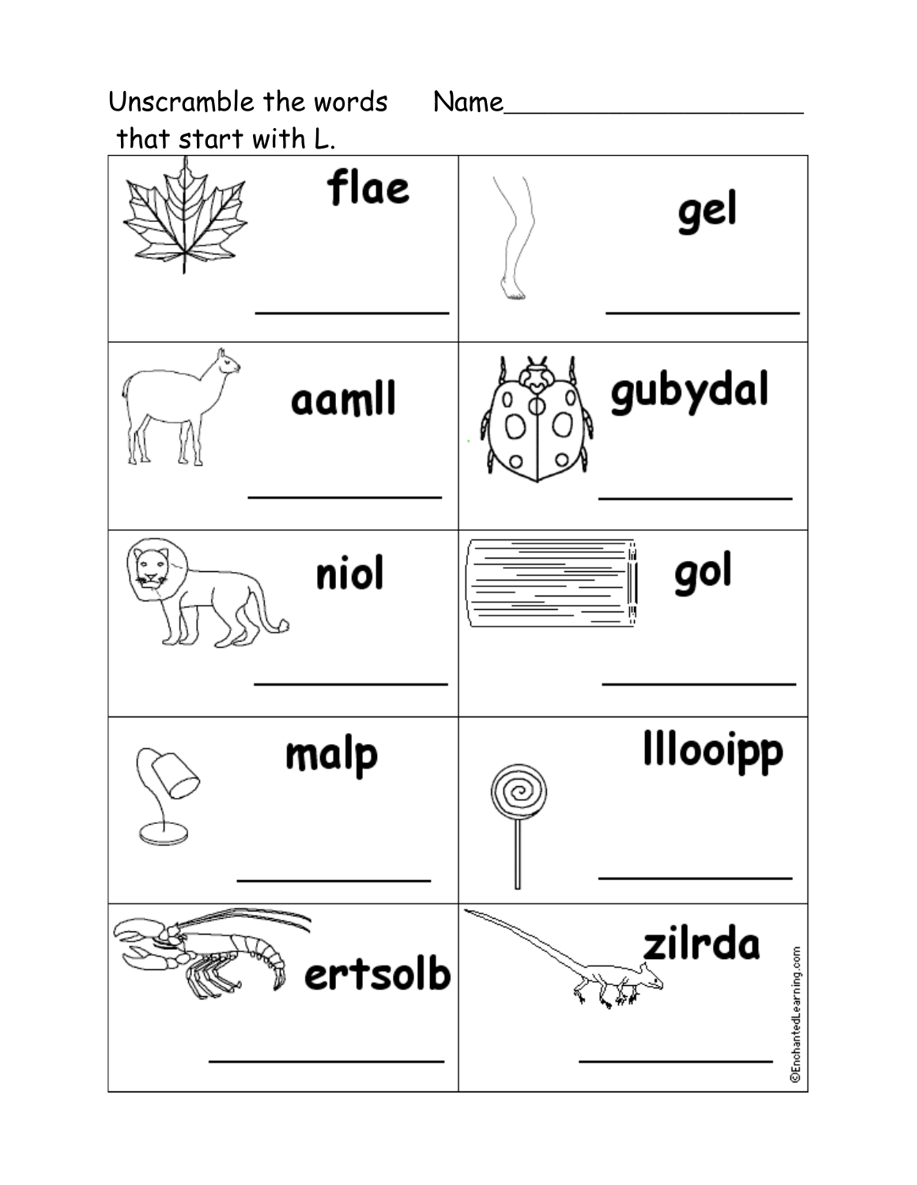Unscramble the words that start with L. Name____________________

| | |
|---|---|
| flae<br><br>__________ | gel<br><br>__________ |
| aamll<br><br>__________ | gubydal<br><br>__________ |
| niol<br><br>__________ | gol<br><br>__________ |
| malp<br><br>__________ | lllooipp<br><br>__________ |
| ertsolb<br><br>__________ | zilrda<br><br>__________ |

©EnchantedLearning.com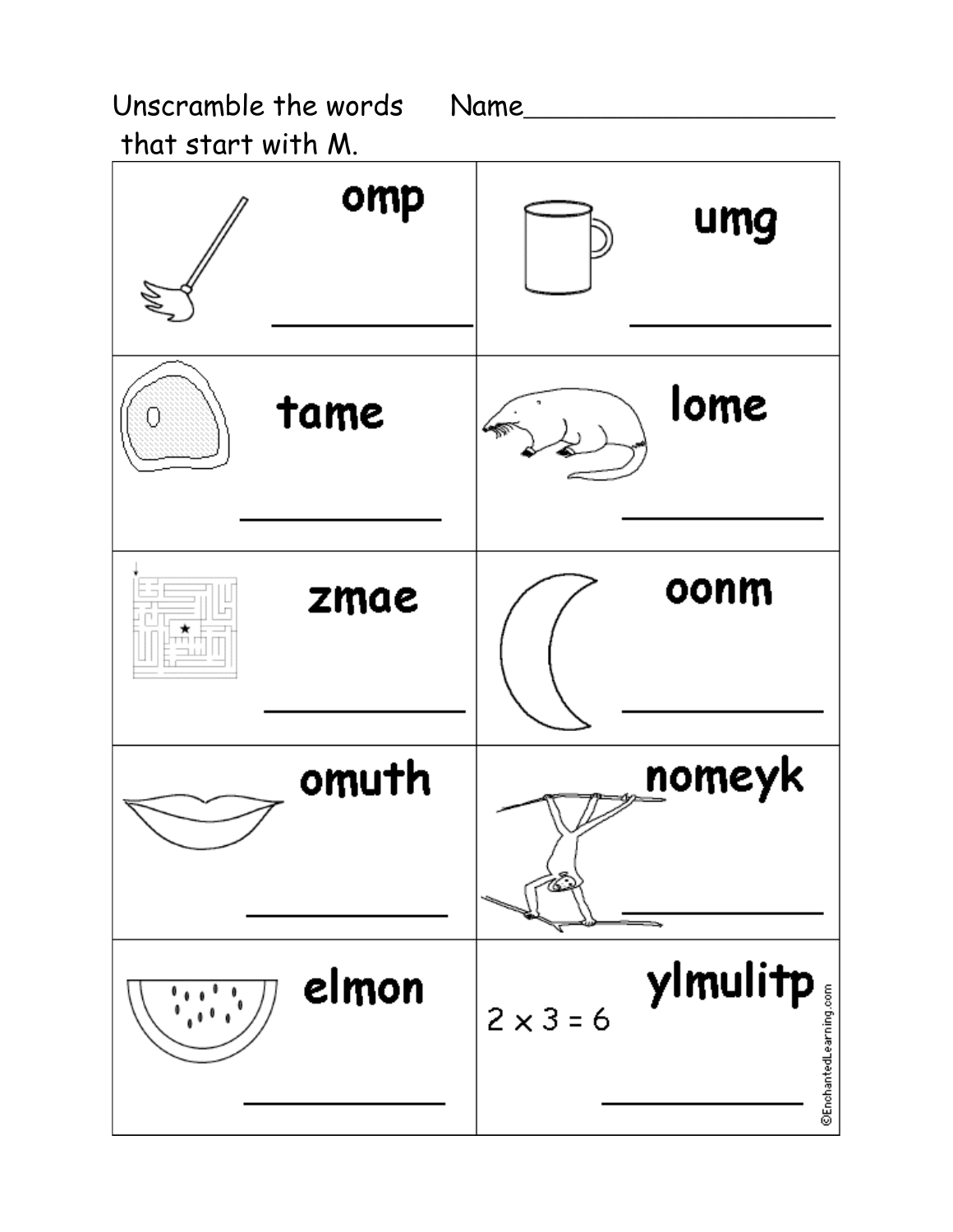Unscramble the words that start with M. Name____________________

| | |
|---|---|
| omp ___________ | umg ___________ |
| tame ___________ | lome ___________ |
| zmae ___________ | oonm ___________ |
| omuth ___________ | nomeyk ___________ |
| elmon ___________ | $2 \times 3 = 6$ ylmulitp ___________ |

©EnchantedLearning.com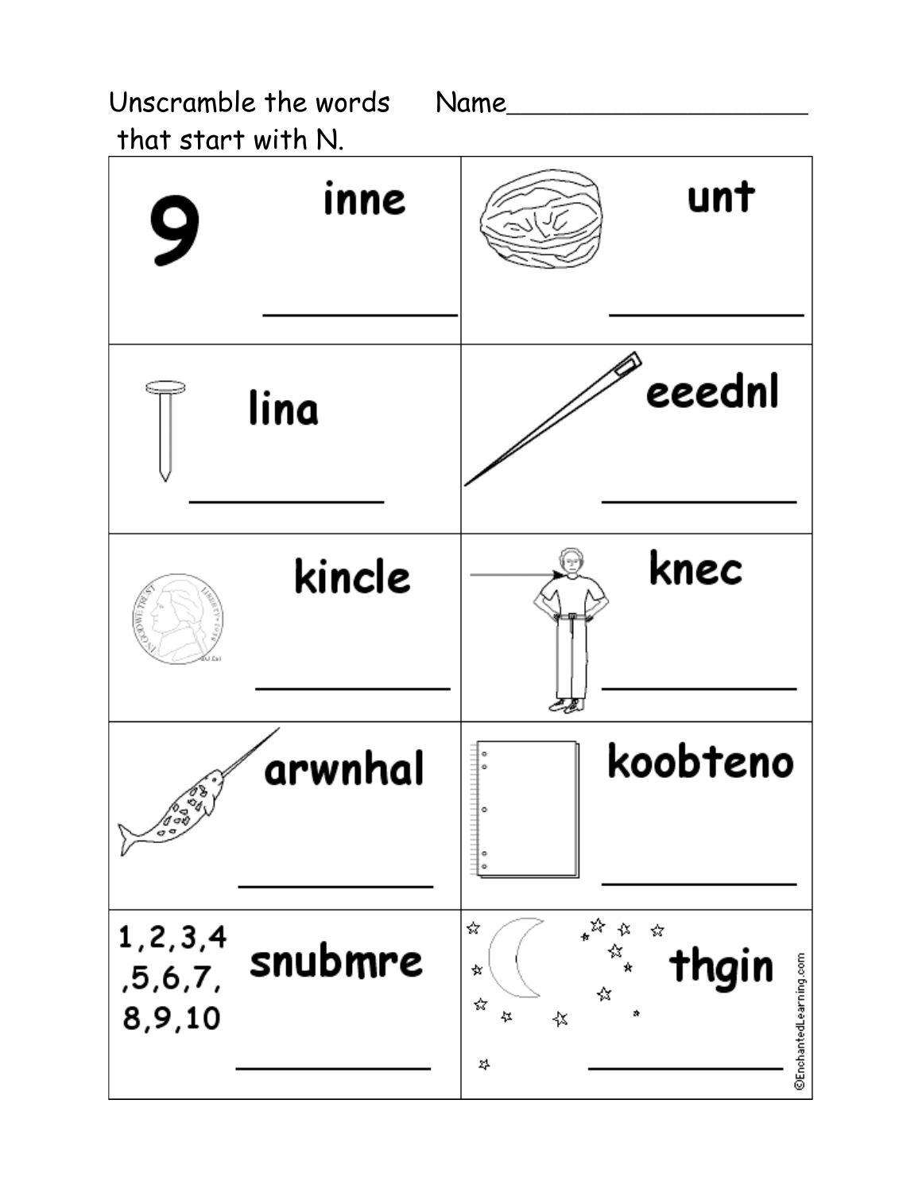Unscramble the words that start with N. Name____________________

| | |
|---|---|
| 9 inne ____________ | unt ____________ |
| lina ____________ | eeednl ____________ |
| kincle ____________ | knec ____________ |
| arwnhal ____________ | koobteno ____________ |
| 1,2,3,4,5,6,7,8,9,10 snubmre ____________ | thgin ____________ |

©EnchantedLearning.com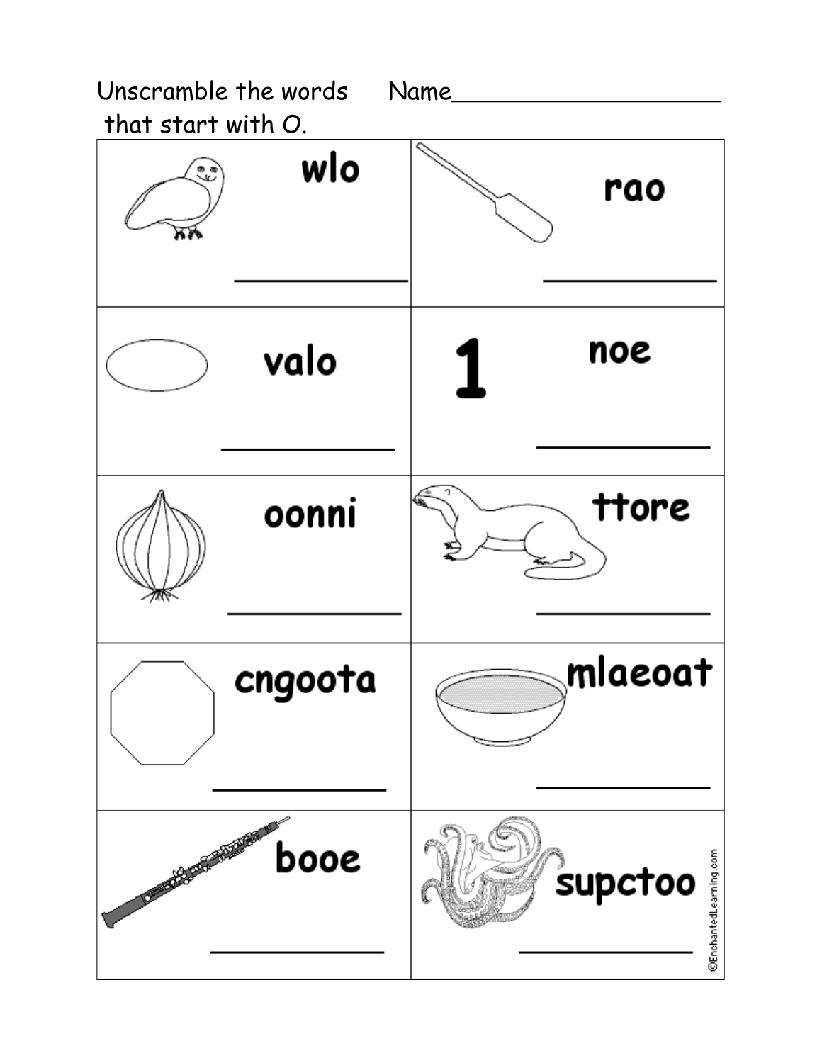Unscramble the words that start with O.

Name____________________

| | |
|---|---|
| wlo<br><br>__________ | rao<br><br>__________ |
| valo<br><br>__________ | 1 noe<br><br>__________ |
| oonni<br><br>__________ | ttore<br><br>__________ |
| cngoota<br><br>__________ | mlaeoat<br><br>__________ |
| booe<br><br>__________ | supctoo<br><br>__________ |

©EnchantedLearning.com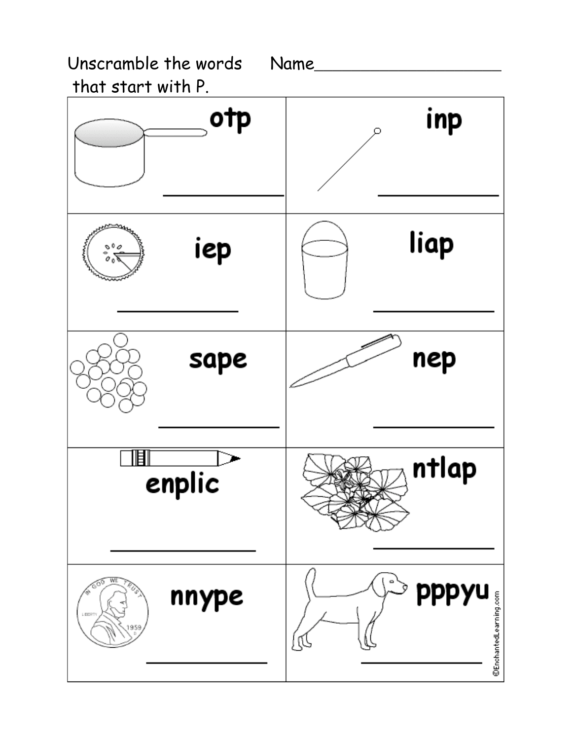Unscramble the words that start with P.

Name____________________

| | |
|---|---|
| otp ____________ | inp ____________ |
| iep ____________ | liap ____________ |
| sape ____________ | nep ____________ |
| enplic ____________ | ntlap ____________ |
| nnype ____________ | pppyu ____________ |

©EnchantedLearning.com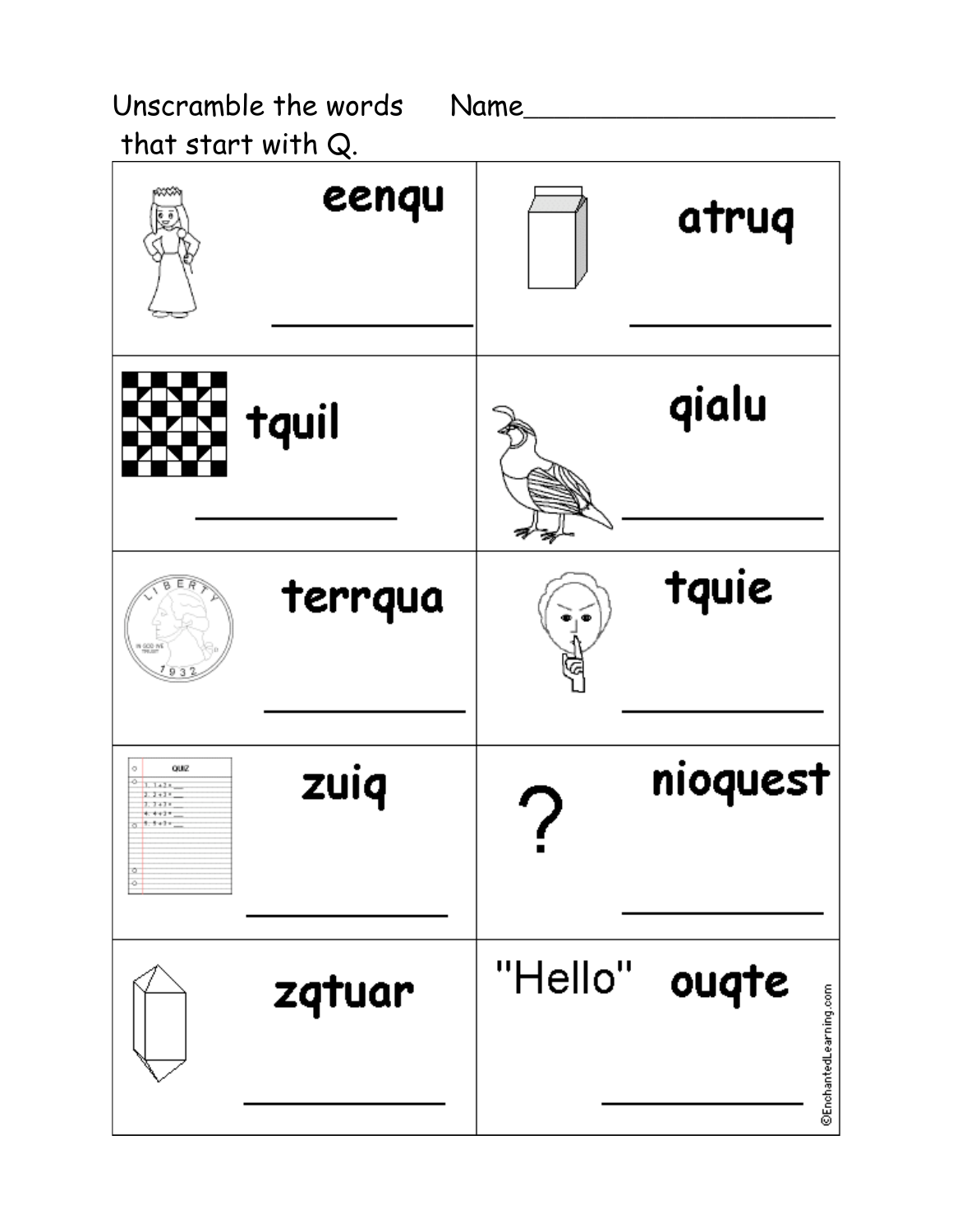Unscramble the words that start with Q. Name____________________

| | |
|---|---|
| eenqu<br><br>__________ | atruq<br><br>__________ |
| tquil<br><br>__________ | qialu<br><br>__________ |
| terrqua<br><br>__________ | tquie<br><br>__________ |
| zuiq<br><br>__________ | ? nioquest<br><br>__________ |
| zqtuar<br><br>__________ | "Hello" ouqte<br><br>__________ |

©EnchantedLearning.com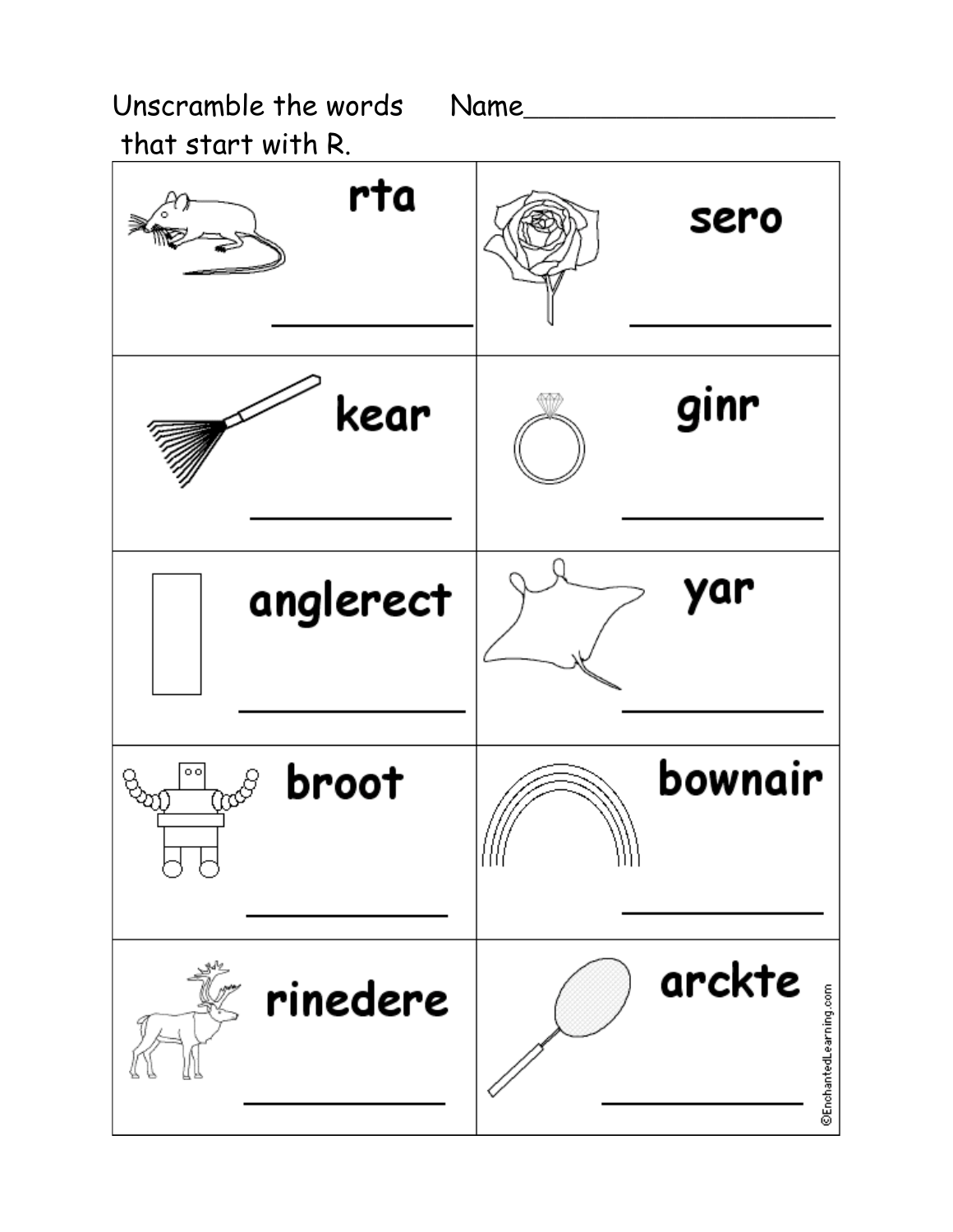Unscramble the words that start with R.

Name____________________

| | |
|---|---|
| rta<br>__________ | sero<br>__________ |
| kear<br>__________ | ginr<br>__________ |
| anglerect<br>__________ | yar<br>__________ |
| broot<br>__________ | bownair<br>__________ |
| rinedere<br>__________ | arckte<br>__________ |

©EnchantedLearning.com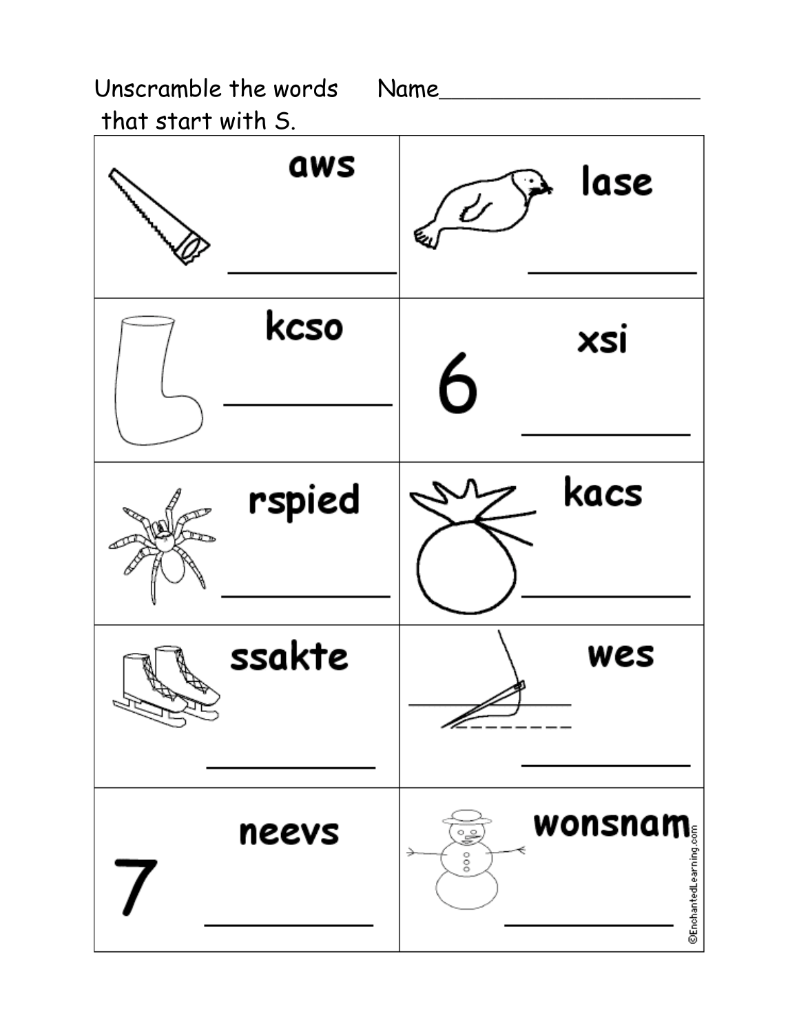Unscramble the words that start with S.

Name____________________

| | |
| --- | --- |
| aws ________ | lase ________ |
| kcso ________ | 6 xsi ________ |
| rspied ________ | kacs ________ |
| ssakte ________ | wes ________ |
| 7 neevs ________ | wonsnam ________ |

©EnchantedLearning.com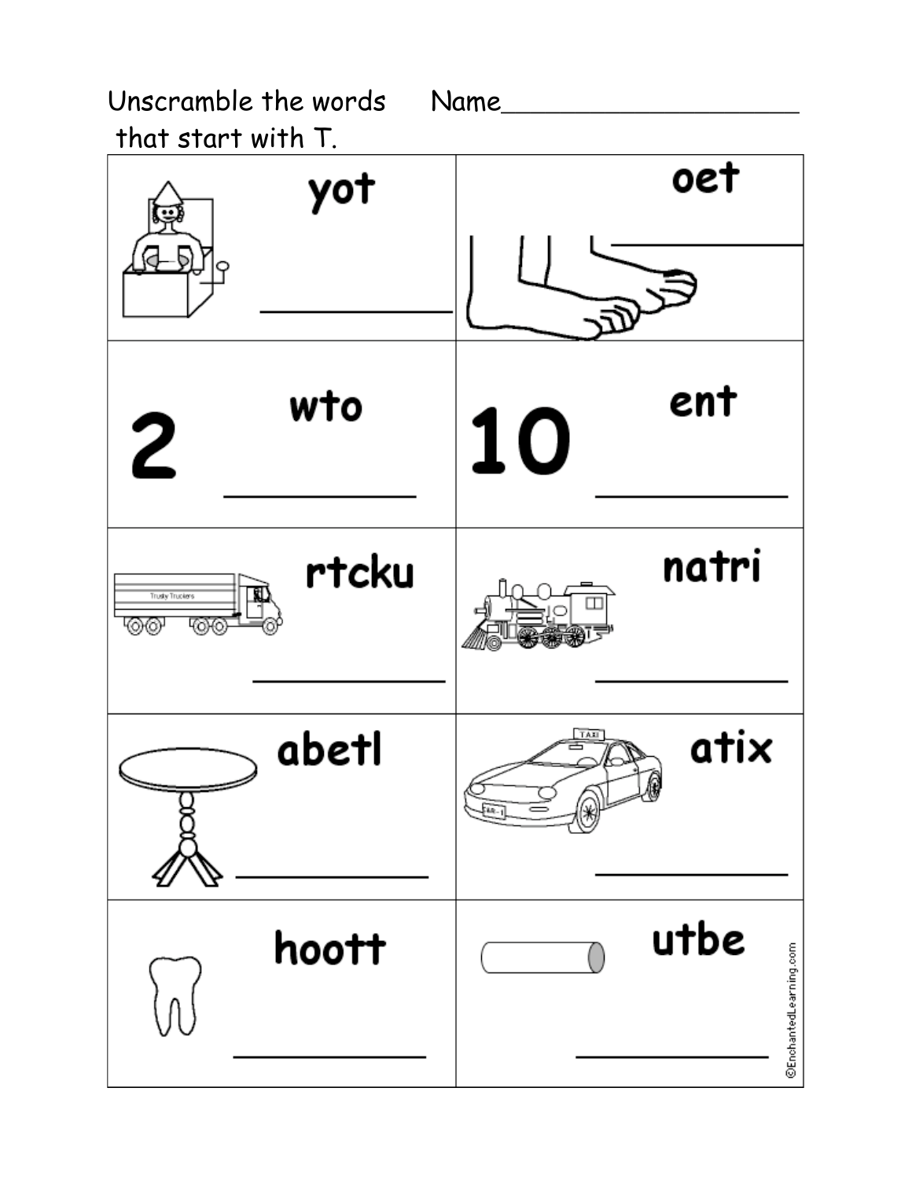Unscramble the words that start with T. Name____________________

| | |
|---|---|
| yot ____________ | oet ____________ |
| 2 wto ____________ | 10 ent ____________ |
| rtcku ____________ | natri ____________ |
| abetl ____________ | atix ____________ |
| hoott ____________ | utbe ____________ |

©EnchantedLearning.com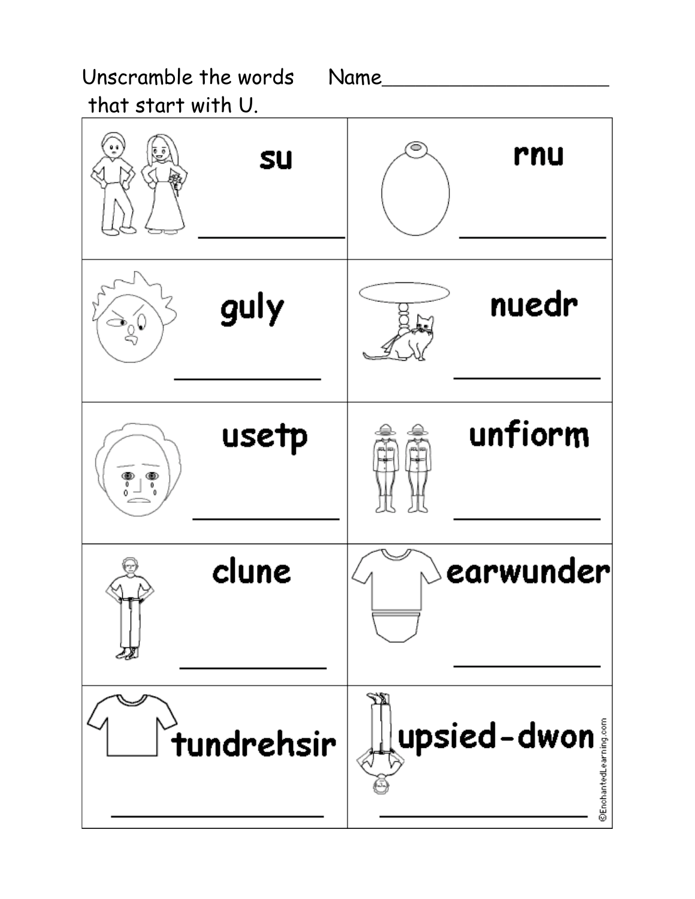Unscramble the words that start with U. Name____________________

| | |
|---|---|
| su<br>__________ | rnu<br>__________ |
| guly<br>__________ | nuedr<br>__________ |
| usetp<br>__________ | unfiorm<br>__________ |
| clune<br>__________ | earwunder<br>__________ |
| tundrehsir<br>__________ | upsied-dwon<br>__________ |

©EnchantedLearning.com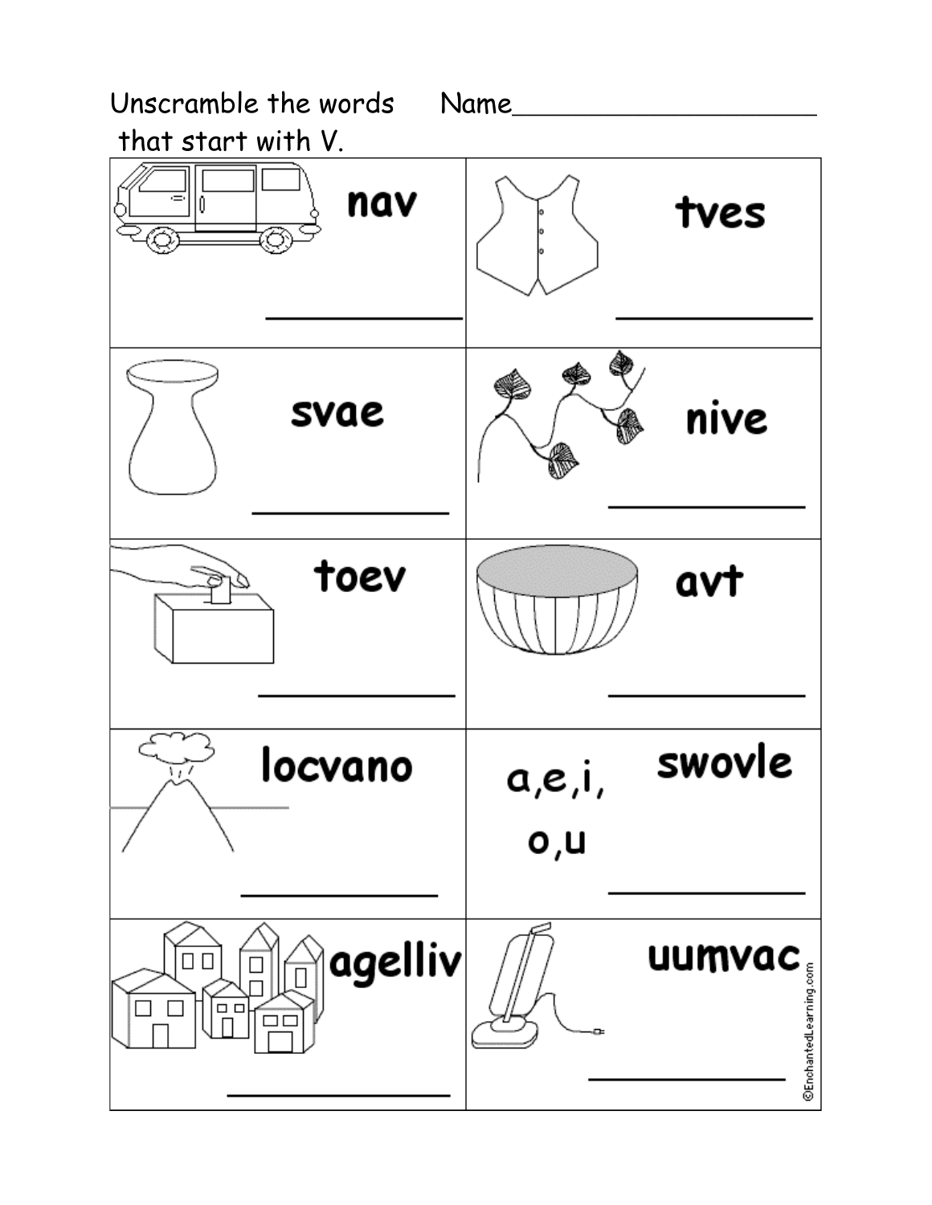Unscramble the words that start with V. Name____________________

| | |
|---|---|
| nav ____________ | tves ____________ |
| svae ____________ | nive ____________ |
| toev ____________ | avt ____________ |
| locvano ____________ | a,e,i, o,u swovle ____________ |
| agelliv ____________ | uumvac ____________ |

©EnchantedLearning.com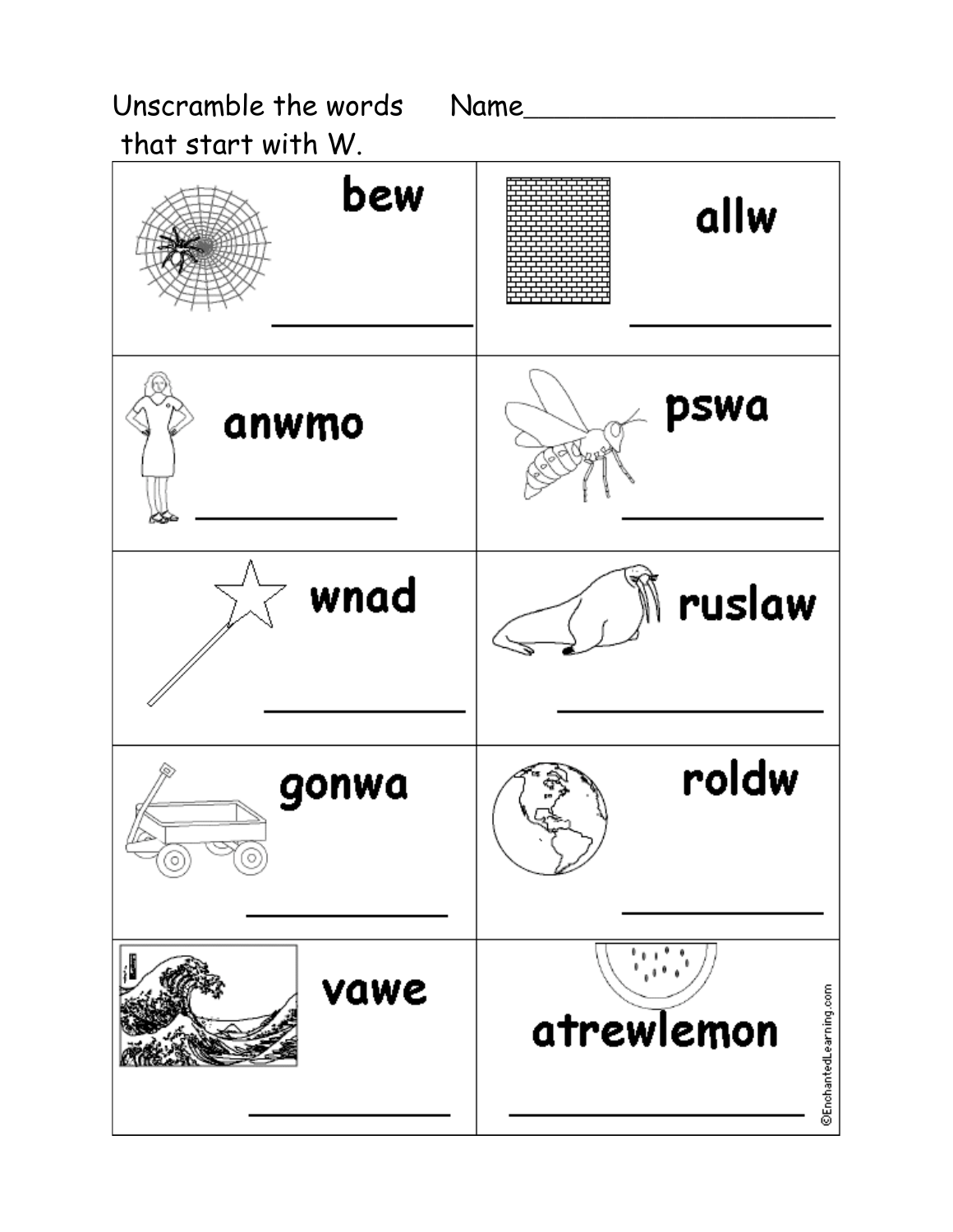Unscramble the words that start with W.

Name____________________

| | |
|---|---|
| bew ____________ | allw ____________ |
| anwmo ____________ | pswa ____________ |
| wnad ____________ | ruslaw ____________ |
| gonwa ____________ | roldw ____________ |
| vawe ____________ | atrewlemon ____________ |

©EnchantedLearning.com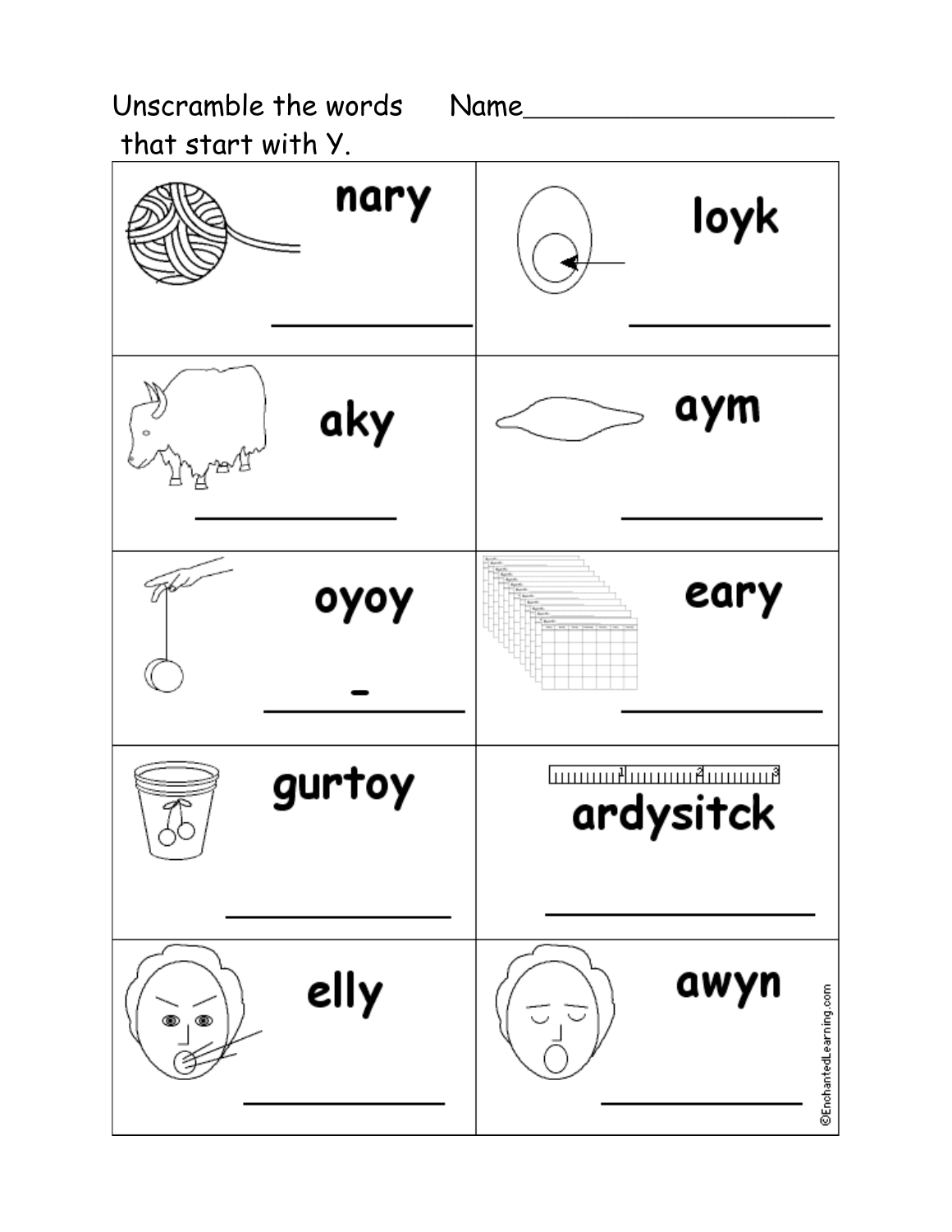Unscramble the words that start with Y. Name____________________

| | |
|---|---|
| nary ____________ | loyk ____________ |
| aky ____________ | aym ____________ |
| oyoy - ____________ | eary ____________ |
| gurtoy ____________ | ardysitck ____________ |
| elly ____________ | awyn ____________ |

©EnchantedLearning.com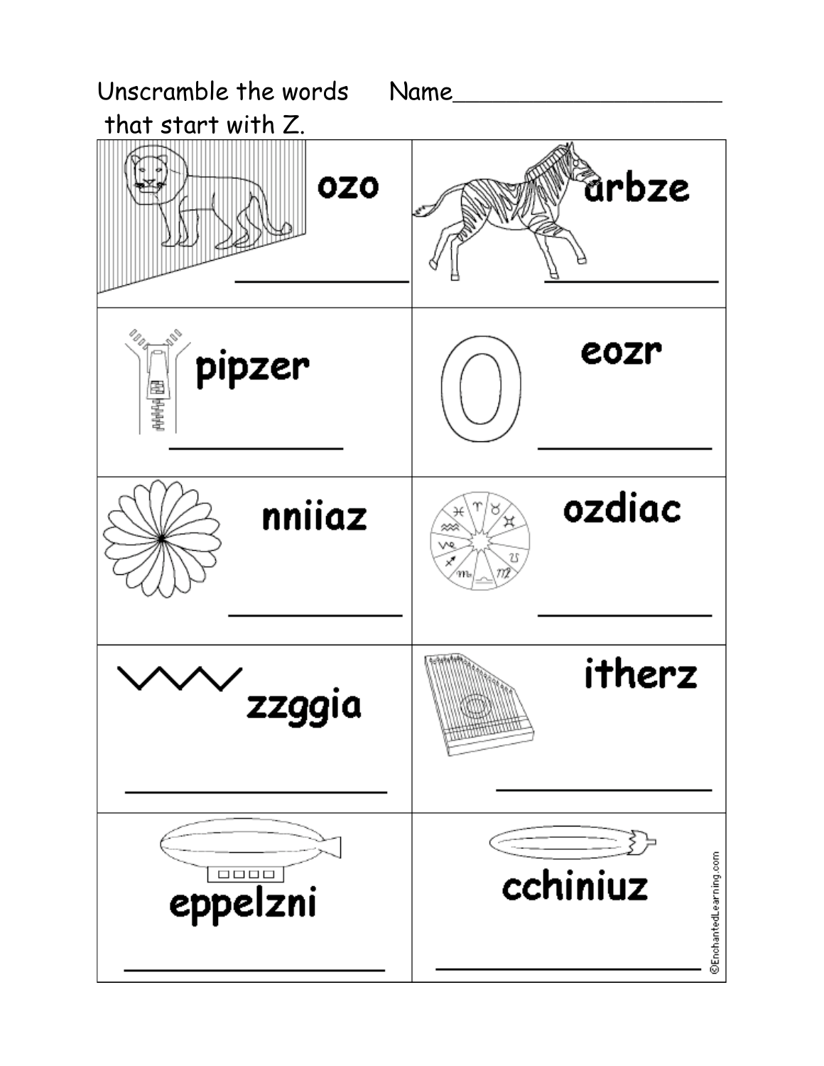Unscramble the words that start with Z.

Name____________________

| | |
|---|---|
| ozo<br>__________ | arbze<br>__________ |
| pipzer<br>__________ | eozr<br>__________ |
| nniiaz<br>__________ | ozdiac<br>__________ |
| zzggia<br>__________ | itherz<br>__________ |
| eppelzni<br>__________ | cchiniuz<br>__________ |

©EnchantedLearning.com